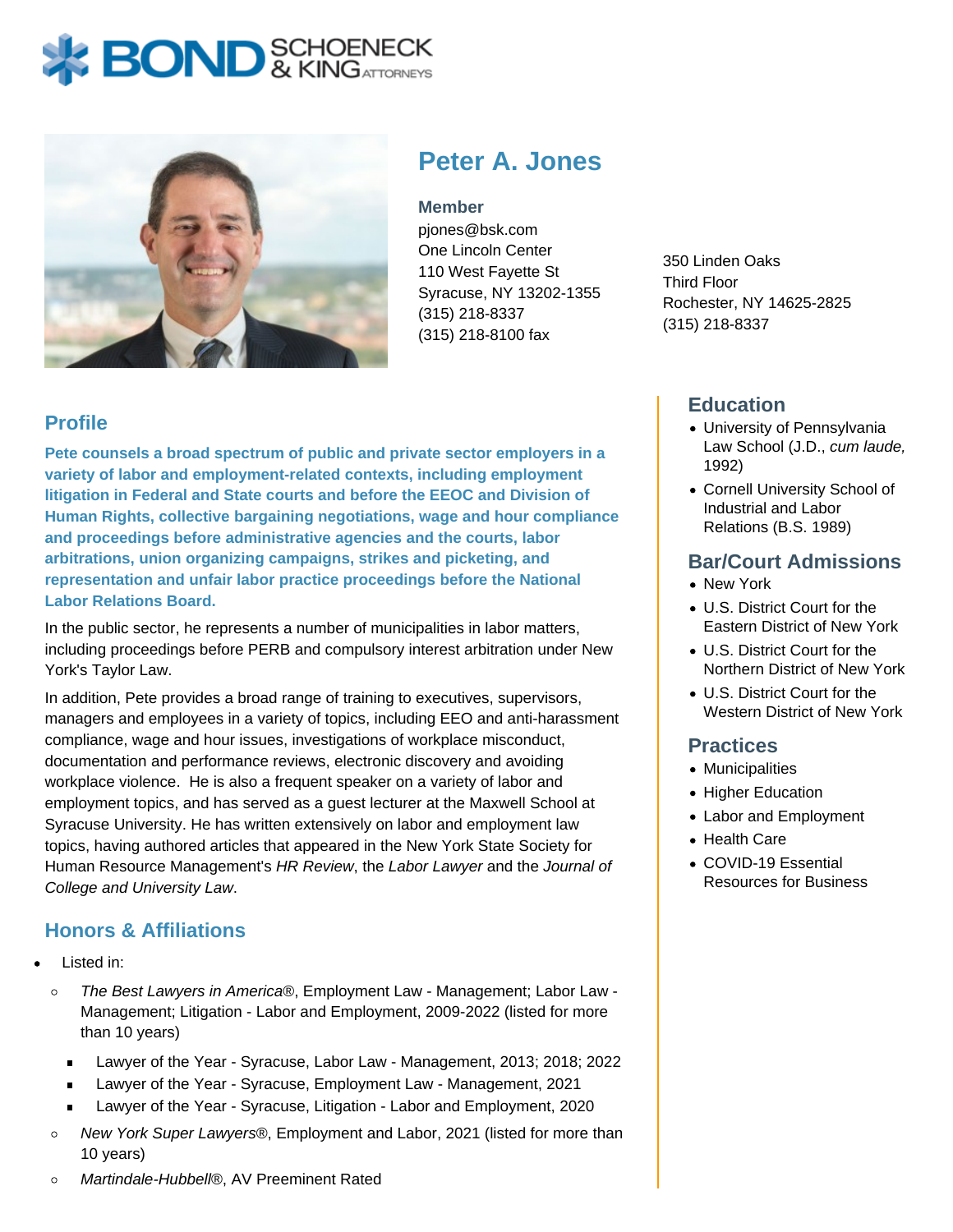BOND SCHOENECK & KING ATTORNEYS

# Peter A. Jones

**Member**
pjones@bsk.com
One Lincoln Center
110 West Fayette St
Syracuse, NY 13202-1355
(315) 218-8337
(315) 218-8100 fax

350 Linden Oaks
Third Floor
Rochester, NY 14625-2825
(315) 218-8337

## Profile

**Pete counsels a broad spectrum of public and private sector employers in a variety of labor and employment-related contexts, including employment litigation in Federal and State courts and before the EEOC and Division of Human Rights, collective bargaining negotiations, wage and hour compliance and proceedings before administrative agencies and the courts, labor arbitrations, union organizing campaigns, strikes and picketing, and representation and unfair labor practice proceedings before the National Labor Relations Board.**

In the public sector, he represents a number of municipalities in labor matters, including proceedings before PERB and compulsory interest arbitration under New York's Taylor Law.

In addition, Pete provides a broad range of training to executives, supervisors, managers and employees in a variety of topics, including EEO and anti-harassment compliance, wage and hour issues, investigations of workplace misconduct, documentation and performance reviews, electronic discovery and avoiding workplace violence. He is also a frequent speaker on a variety of labor and employment topics, and has served as a guest lecturer at the Maxwell School at Syracuse University. He has written extensively on labor and employment law topics, having authored articles that appeared in the New York State Society for Human Resource Management's *HR Review*, the *Labor Lawyer* and the *Journal of College and University Law*.

## Honors & Affiliations

- Listed in:
  - *The Best Lawyers in America*®, Employment Law - Management; Labor Law - Management; Litigation - Labor and Employment, 2009-2022 (listed for more than 10 years)
    - Lawyer of the Year - Syracuse, Labor Law - Management, 2013; 2018; 2022
    - Lawyer of the Year - Syracuse, Employment Law - Management, 2021
    - Lawyer of the Year - Syracuse, Litigation - Labor and Employment, 2020
  - *New York Super Lawyers*®, Employment and Labor, 2021 (listed for more than 10 years)
  - *Martindale-Hubbell*®, AV Preeminent Rated

## Education

- University of Pennsylvania Law School (J.D., *cum laude,* 1992)
- Cornell University School of Industrial and Labor Relations (B.S. 1989)

## Bar/Court Admissions

- New York
- U.S. District Court for the Eastern District of New York
- U.S. District Court for the Northern District of New York
- U.S. District Court for the Western District of New York

## Practices

- Municipalities
- Higher Education
- Labor and Employment
- Health Care
- COVID-19 Essential Resources for Business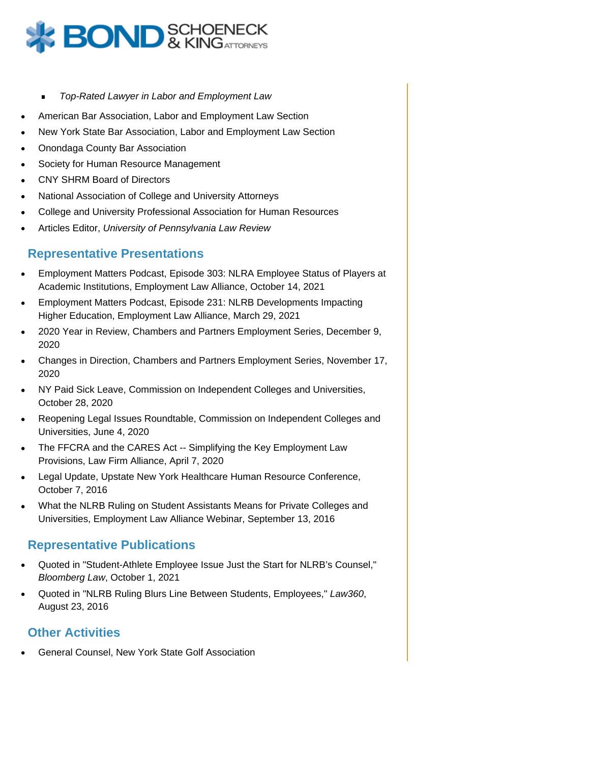- *Top-Rated Lawyer in Labor and Employment Law*

- American Bar Association, Labor and Employment Law Section
- New York State Bar Association, Labor and Employment Law Section
- Onondaga County Bar Association
- Society for Human Resource Management
- CNY SHRM Board of Directors
- National Association of College and University Attorneys
- College and University Professional Association for Human Resources
- Articles Editor, *University of Pennsylvania Law Review*

## Representative Presentations

- Employment Matters Podcast, Episode 303: NLRA Employee Status of Players at Academic Institutions, Employment Law Alliance, October 14, 2021
- Employment Matters Podcast, Episode 231: NLRB Developments Impacting Higher Education, Employment Law Alliance, March 29, 2021
- 2020 Year in Review, Chambers and Partners Employment Series, December 9, 2020
- Changes in Direction, Chambers and Partners Employment Series, November 17, 2020
- NY Paid Sick Leave, Commission on Independent Colleges and Universities, October 28, 2020
- Reopening Legal Issues Roundtable, Commission on Independent Colleges and Universities, June 4, 2020
- The FFCRA and the CARES Act -- Simplifying the Key Employment Law Provisions, Law Firm Alliance, April 7, 2020
- Legal Update, Upstate New York Healthcare Human Resource Conference, October 7, 2016
- What the NLRB Ruling on Student Assistants Means for Private Colleges and Universities, Employment Law Alliance Webinar, September 13, 2016

## Representative Publications

- Quoted in "Student-Athlete Employee Issue Just the Start for NLRB's Counsel," *Bloomberg Law*, October 1, 2021
- Quoted in "NLRB Ruling Blurs Line Between Students, Employees," *Law360*, August 23, 2016

## Other Activities

- General Counsel, New York State Golf Association